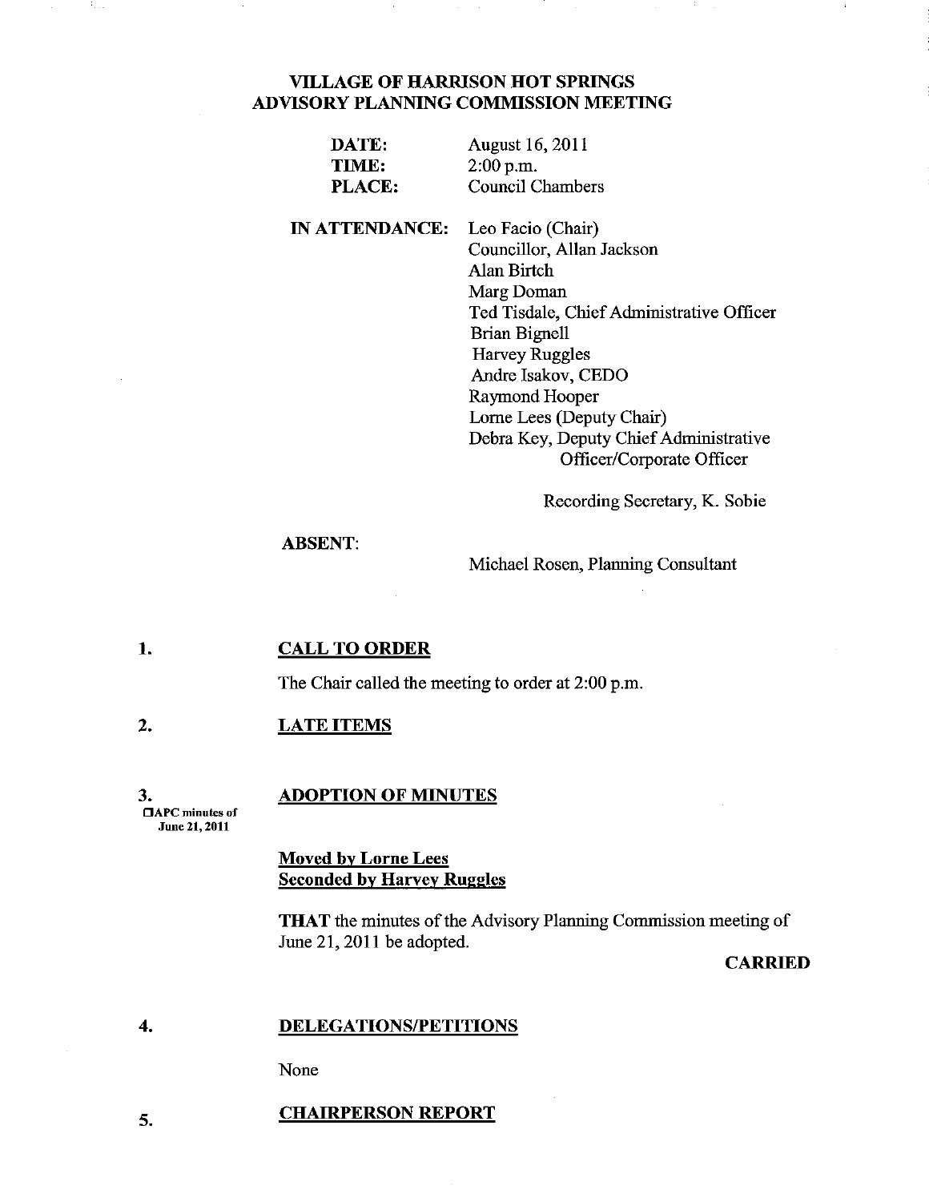# VILLAGE OF HARRISON HOT SPRINGS
## ADVISORY PLANNING COMMISSION MEETING

**DATE:** August 16, 2011
**TIME:** 2:00 p.m.
**PLACE:** Council Chambers

**IN ATTENDANCE:**
Leo Facio (Chair)
Councillor, Allan Jackson
Alan Birtch
Marg Doman
Ted Tisdale, Chief Administrative Officer
Brian Bignell
Harvey Ruggles
Andre Isakov, CEDO
Raymond Hooper
Lorne Lees (Deputy Chair)
Debra Key, Deputy Chief Administrative Officer/Corporate Officer

Recording Secretary, K. Sobie

**ABSENT:**

Michael Rosen, Planning Consultant

1. **CALL TO ORDER**

The Chair called the meeting to order at 2:00 p.m.

2. **LATE ITEMS**

3. **ADOPTION OF MINUTES**

☐APC minutes of June 21, 2011

**Moved by Lorne Lees**
**Seconded by Harvey Ruggles**

**THAT** the minutes of the Advisory Planning Commission meeting of June 21, 2011 be adopted.

**CARRIED**

4. **DELEGATIONS/PETITIONS**

None

5. **CHAIRPERSON REPORT**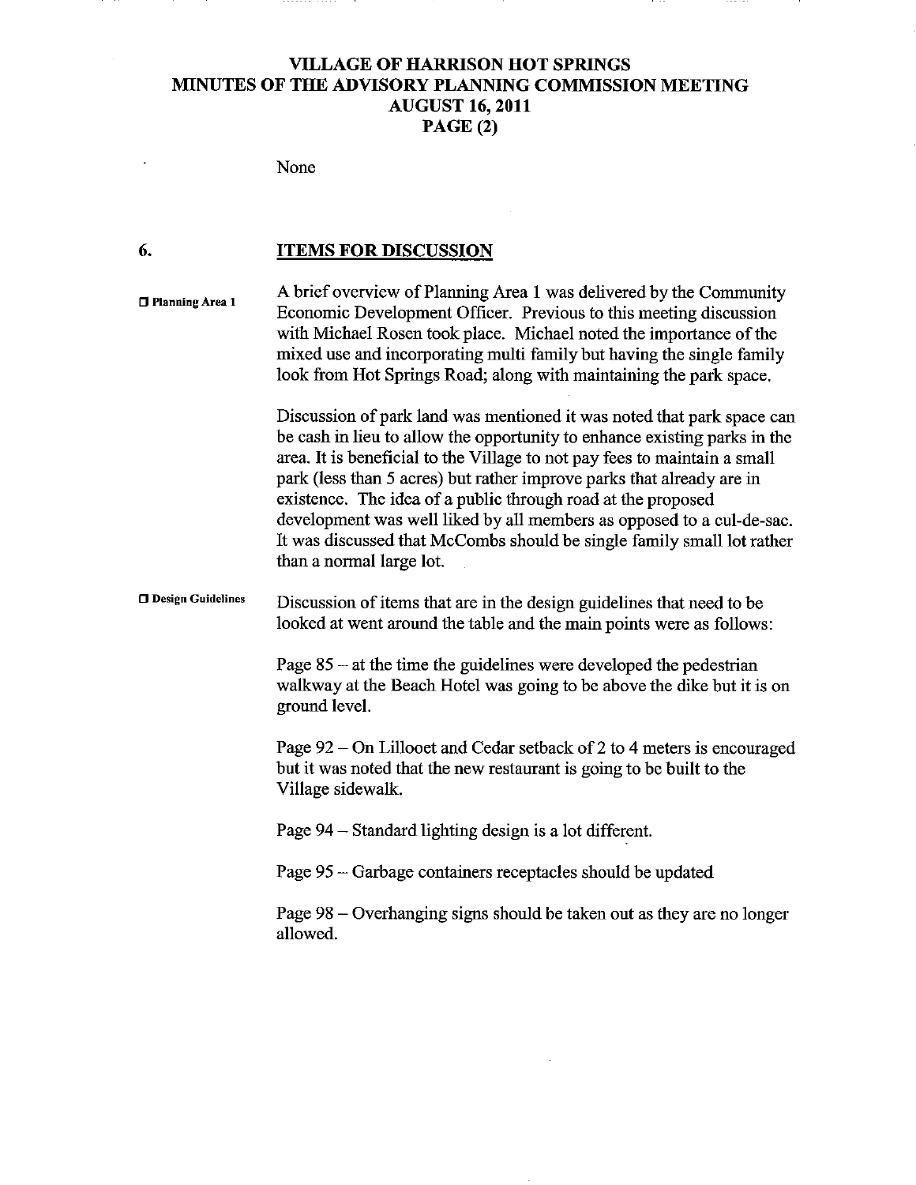None

## 6. ITEMS FOR DISCUSSION

**Planning Area 1**

A brief overview of Planning Area 1 was delivered by the Community Economic Development Officer. Previous to this meeting discussion with Michael Rosen took place. Michael noted the importance of the mixed use and incorporating multi family but having the single family look from Hot Springs Road; along with maintaining the park space.

Discussion of park land was mentioned it was noted that park space can be cash in lieu to allow the opportunity to enhance existing parks in the area. It is beneficial to the Village to not pay fees to maintain a small park (less than 5 acres) but rather improve parks that already are in existence. The idea of a public through road at the proposed development was well liked by all members as opposed to a cul-de-sac. It was discussed that McCombs should be single family small lot rather than a normal large lot.

**Design Guidelines**

Discussion of items that are in the design guidelines that need to be looked at went around the table and the main points were as follows:

Page 85 – at the time the guidelines were developed the pedestrian walkway at the Beach Hotel was going to be above the dike but it is on ground level.

Page 92 – On Lillooet and Cedar setback of 2 to 4 meters is encouraged but it was noted that the new restaurant is going to be built to the Village sidewalk.

Page 94 – Standard lighting design is a lot different.

Page 95 – Garbage containers receptacles should be updated

Page 98 – Overhanging signs should be taken out as they are no longer allowed.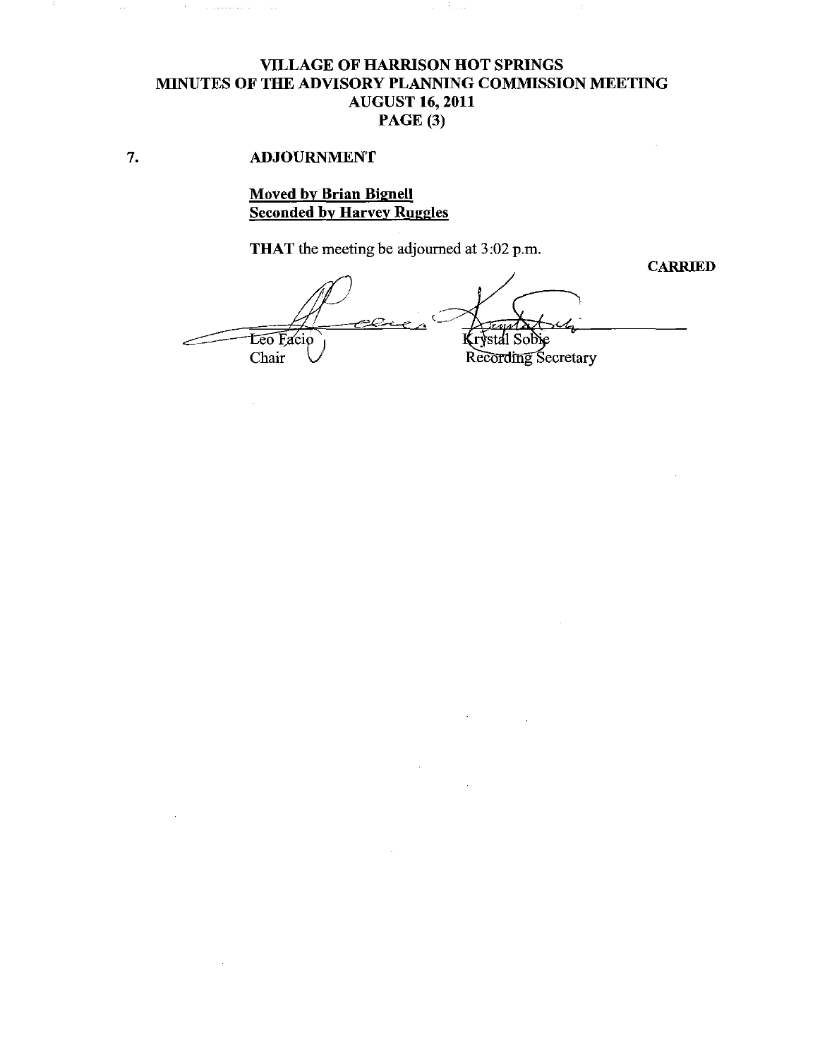7. **ADJOURNMENT**

**Moved by Brian Bignell**
**Seconded by Harvey Ruggles**

**THAT** the meeting be adjourned at 3:02 p.m.

**CARRIED**

Leo Facio
Chair

Krystal Sobie
Recording Secretary